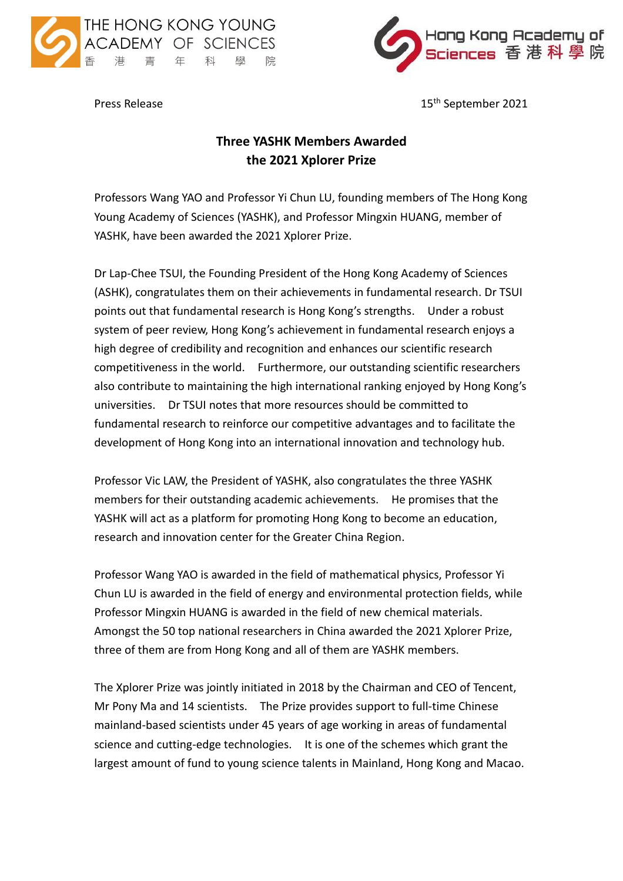THE HONG KONG YOUNG ACADEMY OF SCIENCES 香港青年科學院

Hong Kong Academy of Sciences 香港科學院

Press Release

15th September 2021

## Three YASHK Members Awarded the 2021 Xplorer Prize

Professors Wang YAO and Professor Yi Chun LU, founding members of The Hong Kong Young Academy of Sciences (YASHK), and Professor Mingxin HUANG, member of YASHK, have been awarded the 2021 Xplorer Prize.

Dr Lap-Chee TSUI, the Founding President of the Hong Kong Academy of Sciences (ASHK), congratulates them on their achievements in fundamental research. Dr TSUI points out that fundamental research is Hong Kong's strengths. Under a robust system of peer review, Hong Kong's achievement in fundamental research enjoys a high degree of credibility and recognition and enhances our scientific research competitiveness in the world. Furthermore, our outstanding scientific researchers also contribute to maintaining the high international ranking enjoyed by Hong Kong's universities. Dr TSUI notes that more resources should be committed to fundamental research to reinforce our competitive advantages and to facilitate the development of Hong Kong into an international innovation and technology hub.

Professor Vic LAW, the President of YASHK, also congratulates the three YASHK members for their outstanding academic achievements. He promises that the YASHK will act as a platform for promoting Hong Kong to become an education, research and innovation center for the Greater China Region.

Professor Wang YAO is awarded in the field of mathematical physics, Professor Yi Chun LU is awarded in the field of energy and environmental protection fields, while Professor Mingxin HUANG is awarded in the field of new chemical materials. Amongst the 50 top national researchers in China awarded the 2021 Xplorer Prize, three of them are from Hong Kong and all of them are YASHK members.

The Xplorer Prize was jointly initiated in 2018 by the Chairman and CEO of Tencent, Mr Pony Ma and 14 scientists. The Prize provides support to full-time Chinese mainland-based scientists under 45 years of age working in areas of fundamental science and cutting-edge technologies. It is one of the schemes which grant the largest amount of fund to young science talents in Mainland, Hong Kong and Macao.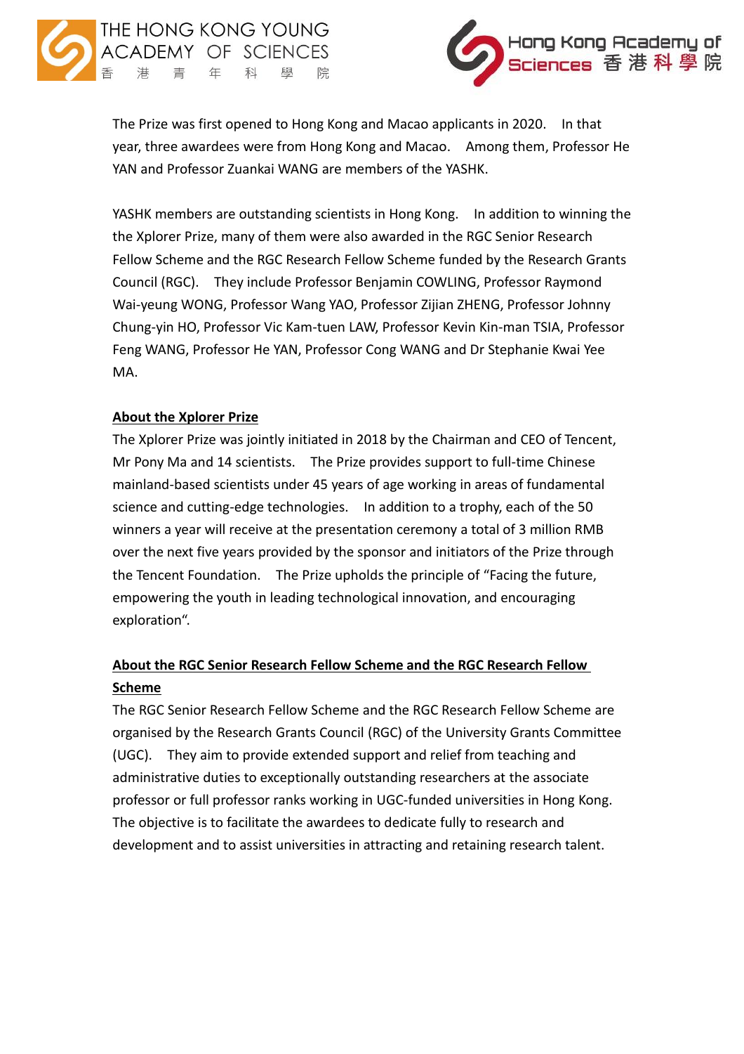The Prize was first opened to Hong Kong and Macao applicants in 2020. In that year, three awardees were from Hong Kong and Macao. Among them, Professor He YAN and Professor Zuankai WANG are members of the YASHK.

YASHK members are outstanding scientists in Hong Kong. In addition to winning the the Xplorer Prize, many of them were also awarded in the RGC Senior Research Fellow Scheme and the RGC Research Fellow Scheme funded by the Research Grants Council (RGC). They include Professor Benjamin COWLING, Professor Raymond Wai-yeung WONG, Professor Wang YAO, Professor Zijian ZHENG, Professor Johnny Chung-yin HO, Professor Vic Kam-tuen LAW, Professor Kevin Kin-man TSIA, Professor Feng WANG, Professor He YAN, Professor Cong WANG and Dr Stephanie Kwai Yee MA.

**About the Xplorer Prize**

The Xplorer Prize was jointly initiated in 2018 by the Chairman and CEO of Tencent, Mr Pony Ma and 14 scientists. The Prize provides support to full-time Chinese mainland-based scientists under 45 years of age working in areas of fundamental science and cutting-edge technologies. In addition to a trophy, each of the 50 winners a year will receive at the presentation ceremony a total of 3 million RMB over the next five years provided by the sponsor and initiators of the Prize through the Tencent Foundation. The Prize upholds the principle of "Facing the future, empowering the youth in leading technological innovation, and encouraging exploration".

**About the RGC Senior Research Fellow Scheme and the RGC Research Fellow Scheme**

The RGC Senior Research Fellow Scheme and the RGC Research Fellow Scheme are organised by the Research Grants Council (RGC) of the University Grants Committee (UGC). They aim to provide extended support and relief from teaching and administrative duties to exceptionally outstanding researchers at the associate professor or full professor ranks working in UGC-funded universities in Hong Kong. The objective is to facilitate the awardees to dedicate fully to research and development and to assist universities in attracting and retaining research talent.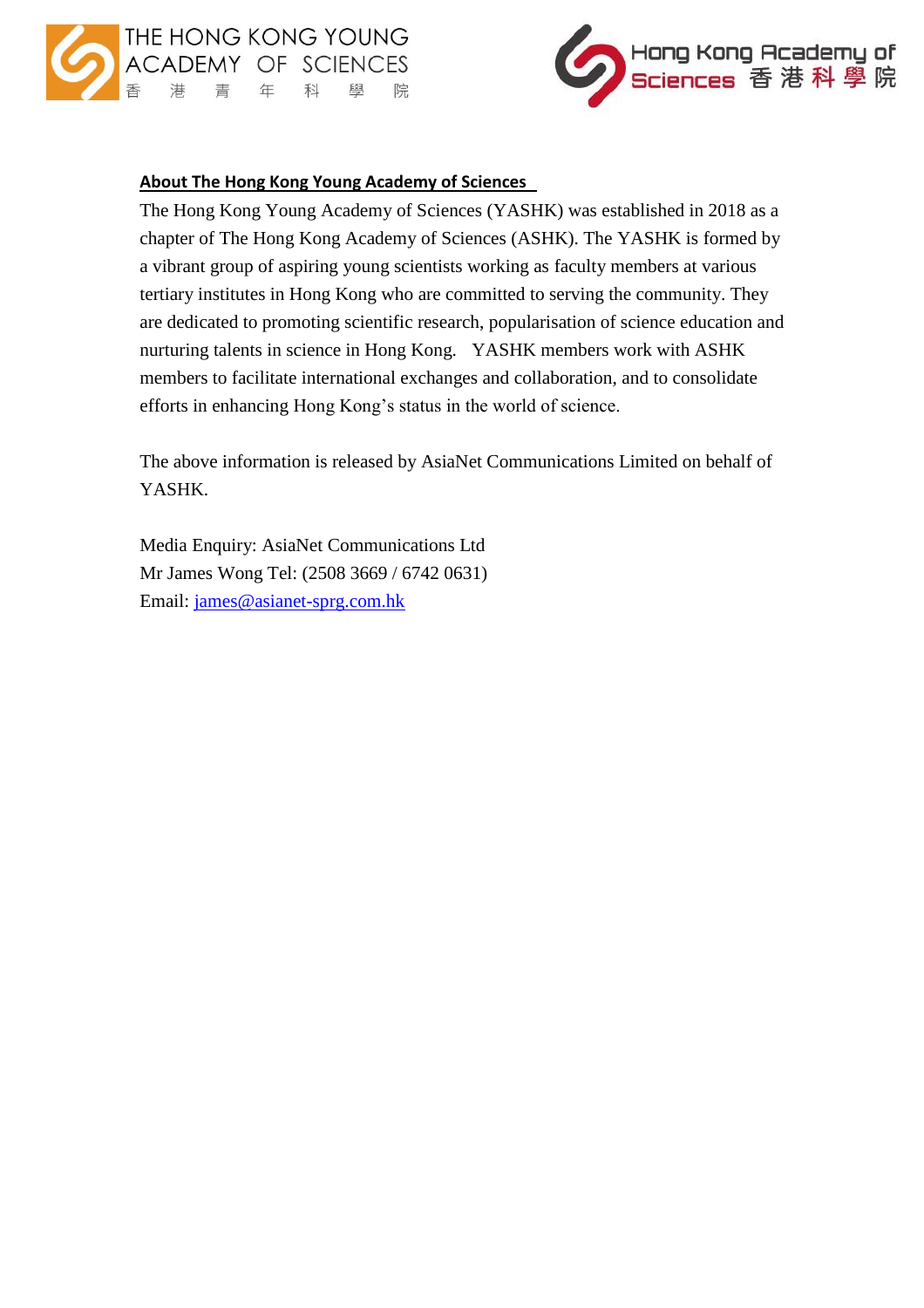**About The Hong Kong Young Academy of Sciences**

The Hong Kong Young Academy of Sciences (YASHK) was established in 2018 as a chapter of The Hong Kong Academy of Sciences (ASHK). The YASHK is formed by a vibrant group of aspiring young scientists working as faculty members at various tertiary institutes in Hong Kong who are committed to serving the community. They are dedicated to promoting scientific research, popularisation of science education and nurturing talents in science in Hong Kong. YASHK members work with ASHK members to facilitate international exchanges and collaboration, and to consolidate efforts in enhancing Hong Kong's status in the world of science.

The above information is released by AsiaNet Communications Limited on behalf of YASHK.

Media Enquiry: AsiaNet Communications Ltd
Mr James Wong Tel: (2508 3669 / 6742 0631)
Email: james@asianet-sprg.com.hk